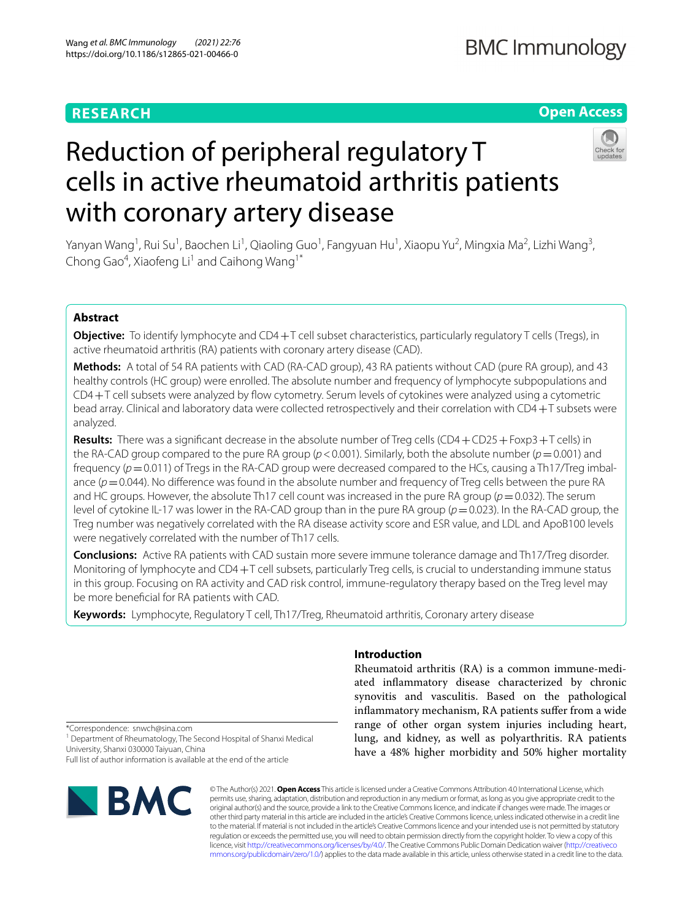RESEARCH

Open Access

# Reduction of peripheral regulatory T cells in active rheumatoid arthritis patients with coronary artery disease

Yanyan Wang[1], Rui Su[1], Baochen Li[1], Qiaoling Guo[1], Fangyuan Hu[1], Xiaopu Yu[2], Mingxia Ma[2], Lizhi Wang[3], Chong Gao[4], Xiaofeng Li[1] and Caihong Wang[1*]

## Abstract

**Objective:** To identify lymphocyte and CD4+T cell subset characteristics, particularly regulatory T cells (Tregs), in active rheumatoid arthritis (RA) patients with coronary artery disease (CAD).

**Methods:** A total of 54 RA patients with CAD (RA-CAD group), 43 RA patients without CAD (pure RA group), and 43 healthy controls (HC group) were enrolled. The absolute number and frequency of lymphocyte subpopulations and CD4+T cell subsets were analyzed by flow cytometry. Serum levels of cytokines were analyzed using a cytometric bead array. Clinical and laboratory data were collected retrospectively and their correlation with CD4+T subsets were analyzed.

**Results:** There was a significant decrease in the absolute number of Treg cells (CD4+CD25+Foxp3+T cells) in the RA-CAD group compared to the pure RA group ($p < 0.001$). Similarly, both the absolute number ($p = 0.001$) and frequency ($p = 0.011$) of Tregs in the RA-CAD group were decreased compared to the HCs, causing a Th17/Treg imbalance ($p = 0.044$). No difference was found in the absolute number and frequency of Treg cells between the pure RA and HC groups. However, the absolute Th17 cell count was increased in the pure RA group ($p = 0.032$). The serum level of cytokine IL-17 was lower in the RA-CAD group than in the pure RA group ($p = 0.023$). In the RA-CAD group, the Treg number was negatively correlated with the RA disease activity score and ESR value, and LDL and ApoB100 levels were negatively correlated with the number of Th17 cells.

**Conclusions:** Active RA patients with CAD sustain more severe immune tolerance damage and Th17/Treg disorder. Monitoring of lymphocyte and CD4+T cell subsets, particularly Treg cells, is crucial to understanding immune status in this group. Focusing on RA activity and CAD risk control, immune-regulatory therapy based on the Treg level may be more beneficial for RA patients with CAD.

**Keywords:** Lymphocyte, Regulatory T cell, Th17/Treg, Rheumatoid arthritis, Coronary artery disease

*Correspondence: snwch@sina.com

[1] Department of Rheumatology, The Second Hospital of Shanxi Medical University, Shanxi 030000 Taiyuan, China

Full list of author information is available at the end of the article

## Introduction

Rheumatoid arthritis (RA) is a common immune-mediated inflammatory disease characterized by chronic synovitis and vasculitis. Based on the pathological inflammatory mechanism, RA patients suffer from a wide range of other organ system injuries including heart, lung, and kidney, as well as polyarthritis. RA patients have a 48% higher morbidity and 50% higher mortality

© The Author(s) 2021. **Open Access** This article is licensed under a Creative Commons Attribution 4.0 International License, which permits use, sharing, adaptation, distribution and reproduction in any medium or format, as long as you give appropriate credit to the original author(s) and the source, provide a link to the Creative Commons licence, and indicate if changes were made. The images or other third party material in this article are included in the article's Creative Commons licence, unless indicated otherwise in a credit line to the material. If material is not included in the article's Creative Commons licence and your intended use is not permitted by statutory regulation or exceeds the permitted use, you will need to obtain permission directly from the copyright holder. To view a copy of this licence, visit http://creativecommons.org/licenses/by/4.0/. The Creative Commons Public Domain Dedication waiver (http://creativecommons.org/publicdomain/zero/1.0/) applies to the data made available in this article, unless otherwise stated in a credit line to the data.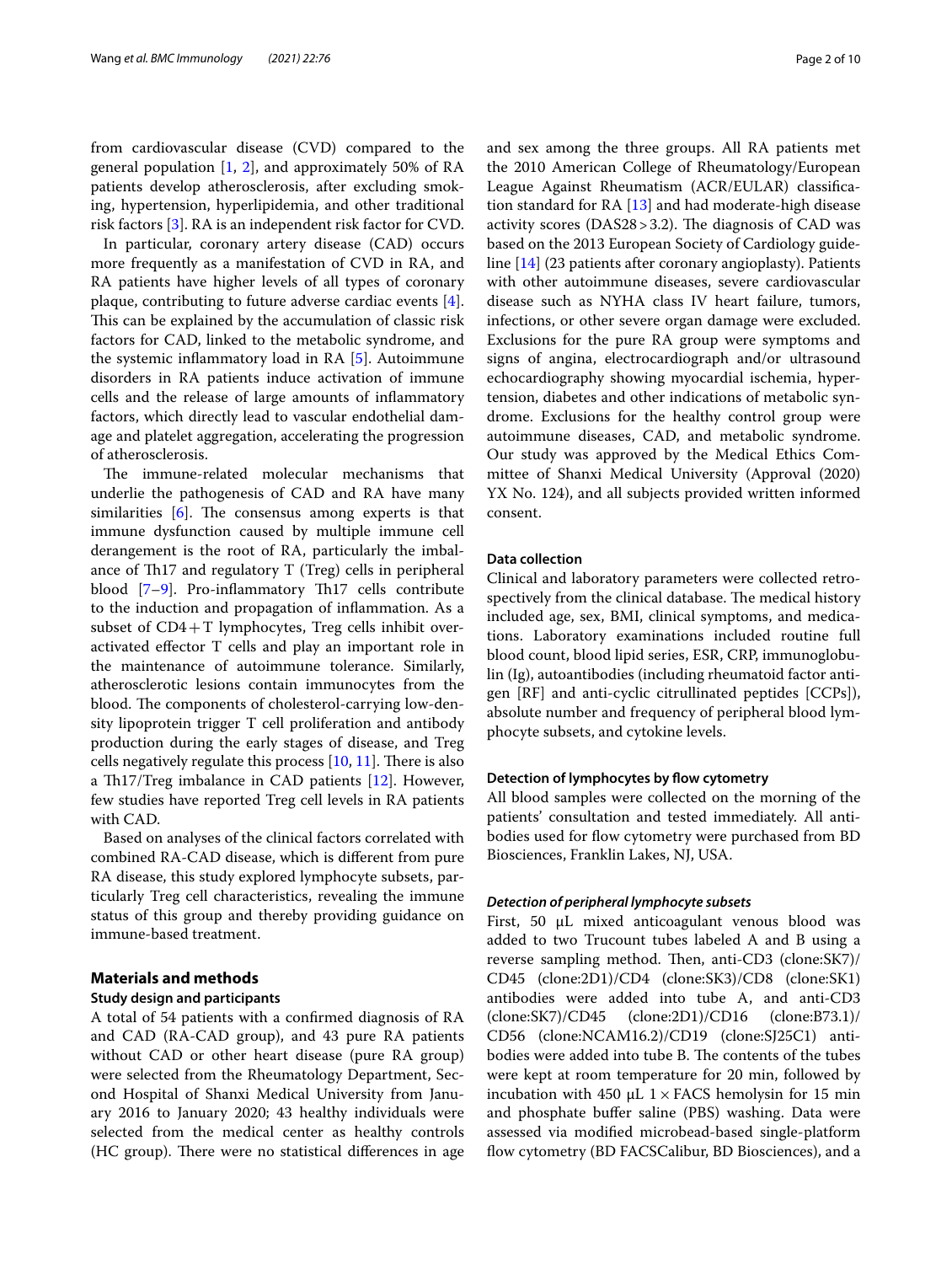from cardiovascular disease (CVD) compared to the general population [1, 2], and approximately 50% of RA patients develop atherosclerosis, after excluding smoking, hypertension, hyperlipidemia, and other traditional risk factors [3]. RA is an independent risk factor for CVD.

In particular, coronary artery disease (CAD) occurs more frequently as a manifestation of CVD in RA, and RA patients have higher levels of all types of coronary plaque, contributing to future adverse cardiac events [4]. This can be explained by the accumulation of classic risk factors for CAD, linked to the metabolic syndrome, and the systemic inflammatory load in RA [5]. Autoimmune disorders in RA patients induce activation of immune cells and the release of large amounts of inflammatory factors, which directly lead to vascular endothelial damage and platelet aggregation, accelerating the progression of atherosclerosis.

The immune-related molecular mechanisms that underlie the pathogenesis of CAD and RA have many similarities [6]. The consensus among experts is that immune dysfunction caused by multiple immune cell derangement is the root of RA, particularly the imbalance of Th17 and regulatory T (Treg) cells in peripheral blood [7–9]. Pro-inflammatory Th17 cells contribute to the induction and propagation of inflammation. As a subset of CD4+T lymphocytes, Treg cells inhibit overactivated effector T cells and play an important role in the maintenance of autoimmune tolerance. Similarly, atherosclerotic lesions contain immunocytes from the blood. The components of cholesterol-carrying low-density lipoprotein trigger T cell proliferation and antibody production during the early stages of disease, and Treg cells negatively regulate this process [10, 11]. There is also a Th17/Treg imbalance in CAD patients [12]. However, few studies have reported Treg cell levels in RA patients with CAD.

Based on analyses of the clinical factors correlated with combined RA-CAD disease, which is different from pure RA disease, this study explored lymphocyte subsets, particularly Treg cell characteristics, revealing the immune status of this group and thereby providing guidance on immune-based treatment.

## Materials and methods

### Study design and participants

A total of 54 patients with a confirmed diagnosis of RA and CAD (RA-CAD group), and 43 pure RA patients without CAD or other heart disease (pure RA group) were selected from the Rheumatology Department, Second Hospital of Shanxi Medical University from January 2016 to January 2020; 43 healthy individuals were selected from the medical center as healthy controls (HC group). There were no statistical differences in age and sex among the three groups. All RA patients met the 2010 American College of Rheumatology/European League Against Rheumatism (ACR/EULAR) classification standard for RA [13] and had moderate-high disease activity scores (DAS28 > 3.2). The diagnosis of CAD was based on the 2013 European Society of Cardiology guideline [14] (23 patients after coronary angioplasty). Patients with other autoimmune diseases, severe cardiovascular disease such as NYHA class IV heart failure, tumors, infections, or other severe organ damage were excluded. Exclusions for the pure RA group were symptoms and signs of angina, electrocardiograph and/or ultrasound echocardiography showing myocardial ischemia, hypertension, diabetes and other indications of metabolic syndrome. Exclusions for the healthy control group were autoimmune diseases, CAD, and metabolic syndrome. Our study was approved by the Medical Ethics Committee of Shanxi Medical University (Approval (2020) YX No. 124), and all subjects provided written informed consent.

### Data collection

Clinical and laboratory parameters were collected retrospectively from the clinical database. The medical history included age, sex, BMI, clinical symptoms, and medications. Laboratory examinations included routine full blood count, blood lipid series, ESR, CRP, immunoglobulin (Ig), autoantibodies (including rheumatoid factor antigen [RF] and anti-cyclic citrullinated peptides [CCPs]), absolute number and frequency of peripheral blood lymphocyte subsets, and cytokine levels.

### Detection of lymphocytes by flow cytometry

All blood samples were collected on the morning of the patients' consultation and tested immediately. All antibodies used for flow cytometry were purchased from BD Biosciences, Franklin Lakes, NJ, USA.

#### *Detection of peripheral lymphocyte subsets*

First, 50 μL mixed anticoagulant venous blood was added to two Trucount tubes labeled A and B using a reverse sampling method. Then, anti-CD3 (clone:SK7)/CD45 (clone:2D1)/CD4 (clone:SK3)/CD8 (clone:SK1) antibodies were added into tube A, and anti-CD3 (clone:SK7)/CD45 (clone:2D1)/CD16 (clone:B73.1)/CD56 (clone:NCAM16.2)/CD19 (clone:SJ25C1) antibodies were added into tube B. The contents of the tubes were kept at room temperature for 20 min, followed by incubation with 450 μL 1 × FACS hemolysin for 15 min and phosphate buffer saline (PBS) washing. Data were assessed via modified microbead-based single-platform flow cytometry (BD FACSCalibur, BD Biosciences), and a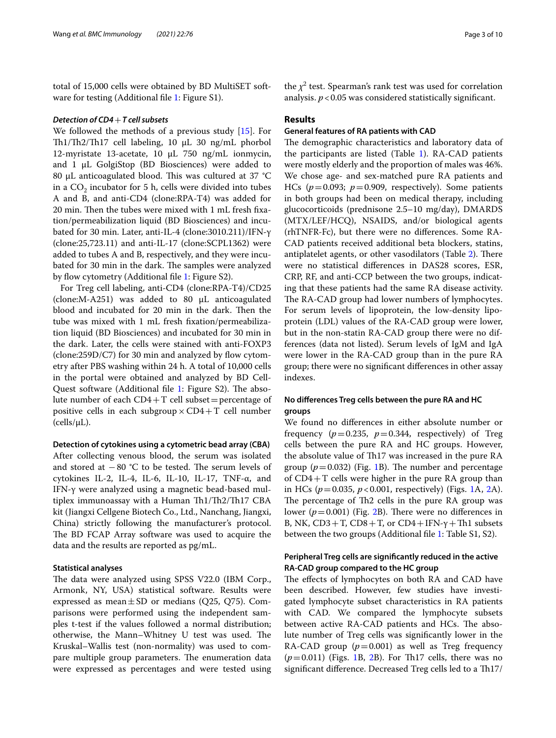total of 15,000 cells were obtained by BD MultiSET software for testing (Additional file 1: Figure S1).

### *Detection of CD4+T cell subsets*

We followed the methods of a previous study [15]. For Th1/Th2/Th17 cell labeling, 10 μL 30 ng/mL phorbol 12-myristate 13-acetate, 10 μL 750 ng/mL ionmycin, and 1 μL GolgiStop (BD Biosciences) were added to 80 μL anticoagulated blood. This was cultured at 37 °C in a $CO_2$ incubator for 5 h, cells were divided into tubes A and B, and anti-CD4 (clone:RPA-T4) was added for 20 min. Then the tubes were mixed with 1 mL fresh fixation/permeabilization liquid (BD Biosciences) and incubated for 30 min. Later, anti-IL-4 (clone:3010.211)/IFN-γ (clone:25,723.11) and anti-IL-17 (clone:SCPL1362) were added to tubes A and B, respectively, and they were incubated for 30 min in the dark. The samples were analyzed by flow cytometry (Additional file 1: Figure S2).

For Treg cell labeling, anti-CD4 (clone:RPA-T4)/CD25 (clone:M-A251) was added to 80 μL anticoagulated blood and incubated for 20 min in the dark. Then the tube was mixed with 1 mL fresh fixation/permeabilization liquid (BD Biosciences) and incubated for 30 min in the dark. Later, the cells were stained with anti-FOXP3 (clone:259D/C7) for 30 min and analyzed by flow cytometry after PBS washing within 24 h. A total of 10,000 cells in the portal were obtained and analyzed by BD CellQuest software (Additional file 1: Figure S2). The absolute number of each CD4+T cell subset = percentage of positive cells in each subgroup × CD4+T cell number (cells/μL).

### Detection of cytokines using a cytometric bead array (CBA)

After collecting venous blood, the serum was isolated and stored at −80 °C to be tested. The serum levels of cytokines IL-2, IL-4, IL-6, IL-10, IL-17, TNF-α, and IFN-γ were analyzed using a magnetic bead-based multiplex immunoassay with a Human Th1/Th2/Th17 CBA kit (Jiangxi Cellgene Biotech Co., Ltd., Nanchang, Jiangxi, China) strictly following the manufacturer's protocol. The BD FCAP Array software was used to acquire the data and the results are reported as pg/mL.

### Statistical analyses

The data were analyzed using SPSS V22.0 (IBM Corp., Armonk, NY, USA) statistical software. Results were expressed as mean ± SD or medians (Q25, Q75). Comparisons were performed using the independent samples t-test if the values followed a normal distribution; otherwise, the Mann–Whitney U test was used. The Kruskal–Wallis test (non-normality) was used to compare multiple group parameters. The enumeration data were expressed as percentages and were tested using the $\chi^2$ test. Spearman's rank test was used for correlation analysis. $p < 0.05$ was considered statistically significant.

## Results

### General features of RA patients with CAD

The demographic characteristics and laboratory data of the participants are listed (Table 1). RA-CAD patients were mostly elderly and the proportion of males was 46%. We chose age- and sex-matched pure RA patients and HCs ($p = 0.093$; $p = 0.909$, respectively). Some patients in both groups had been on medical therapy, including glucocorticoids (prednisone 2.5–10 mg/day), DMARDS (MTX/LEF/HCQ), NSAIDS, and/or biological agents (rhTNFR-Fc), but there were no differences. Some RA-CAD patients received additional beta blockers, statins, antiplatelet agents, or other vasodilators (Table 2). There were no statistical differences in DAS28 scores, ESR, CRP, RF, and anti-CCP between the two groups, indicating that these patients had the same RA disease activity. The RA-CAD group had lower numbers of lymphocytes. For serum levels of lipoprotein, the low-density lipoprotein (LDL) values of the RA-CAD group were lower, but in the non-statin RA-CAD group there were no differences (data not listed). Serum levels of IgM and IgA were lower in the RA-CAD group than in the pure RA group; there were no significant differences in other assay indexes.

### No differences Treg cells between the pure RA and HC groups

We found no differences in either absolute number or frequency ($p = 0.235$, $p = 0.344$, respectively) of Treg cells between the pure RA and HC groups. However, the absolute value of Th17 was increased in the pure RA group ($p = 0.032$) (Fig. 1B). The number and percentage of CD4+T cells were higher in the pure RA group than in HCs ($p = 0.035$, $p < 0.001$, respectively) (Figs. 1A, 2A). The percentage of Th2 cells in the pure RA group was lower ($p = 0.001$) (Fig. 2B). There were no differences in B, NK, CD3+T, CD8+T, or CD4+IFN-γ+Th1 subsets between the two groups (Additional file 1: Table S1, S2).

### Peripheral Treg cells are significantly reduced in the active RA-CAD group compared to the HC group

The effects of lymphocytes on both RA and CAD have been described. However, few studies have investigated lymphocyte subset characteristics in RA patients with CAD. We compared the lymphocyte subsets between active RA-CAD patients and HCs. The absolute number of Treg cells was significantly lower in the RA-CAD group ($p = 0.001$) as well as Treg frequency ($p = 0.011$) (Figs. 1B, 2B). For Th17 cells, there was no significant difference. Decreased Treg cells led to a Th17/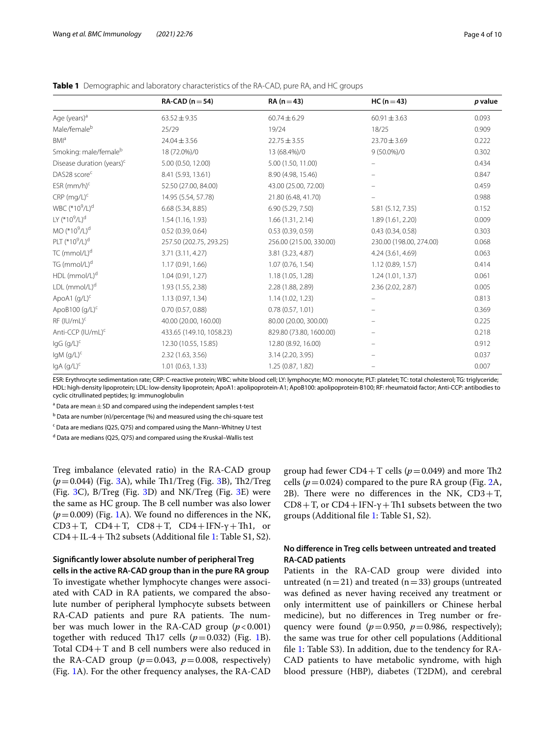**Table 1** Demographic and laboratory characteristics of the RA-CAD, pure RA, and HC groups

| | RA-CAD (n = 54) | RA (n = 43) | HC (n = 43) | *p* value |
|---|---|---|---|---|
| Age (years)[a] | 63.52 ± 9.35 | 60.74 ± 6.29 | 60.91 ± 3.63 | 0.093 |
| Male/female[b] | 25/29 | 19/24 | 18/25 | 0.909 |
| BMI[a] | 24.04 ± 3.56 | 22.75 ± 3.55 | 23.70 ± 3.69 | 0.222 |
| Smoking: male/female[b] | 18 (72.0%)/0 | 13 (68.4%)/0 | 9 (50.0%)/0 | 0.302 |
| Disease duration (years)[c] | 5.00 (0.50, 12.00) | 5.00 (1.50, 11.00) | – | 0.434 |
| DAS28 score[c] | 8.41 (5.93, 13.61) | 8.90 (4.98, 15.46) | – | 0.847 |
| ESR (mm/h)[c] | 52.50 (27.00, 84.00) | 43.00 (25.00, 72.00) | – | 0.459 |
| CRP (mg/L)[c] | 14.95 (5.54, 57.78) | 21.80 (6.48, 41.70) | – | 0.988 |
| WBC ($*10^9$/L)[d] | 6.68 (5.34, 8.85) | 6.90 (5.29, 7.50) | 5.81 (5.12, 7.35) | 0.152 |
| LY ($*10^9$/L)[d] | 1.54 (1.16, 1.93) | 1.66 (1.31, 2.14) | 1.89 (1.61, 2.20) | 0.009 |
| MO ($*10^9$/L)[d] | 0.52 (0.39, 0.64) | 0.53 (0.39, 0.59) | 0.43 (0.34, 0.58) | 0.303 |
| PLT ($*10^9$/L)[d] | 257.50 (202.75, 293.25) | 256.00 (215.00, 330.00) | 230.00 (198.00, 274.00) | 0.068 |
| TC (mmol/L)[d] | 3.71 (3.11, 4.27) | 3.81 (3.23, 4.87) | 4.24 (3.61, 4.69) | 0.063 |
| TG (mmol/L)[d] | 1.17 (0.91, 1.66) | 1.07 (0.76, 1.54) | 1.12 (0.89, 1.57) | 0.414 |
| HDL (mmol/L)[d] | 1.04 (0.91, 1.27) | 1.18 (1.05, 1.28) | 1.24 (1.01, 1.37) | 0.061 |
| LDL (mmol/L)[d] | 1.93 (1.55, 2.38) | 2.28 (1.88, 2.89) | 2.36 (2.02, 2.87) | 0.005 |
| ApoA1 (g/L)[c] | 1.13 (0.97, 1.34) | 1.14 (1.02, 1.23) | – | 0.813 |
| ApoB100 (g/L)[c] | 0.70 (0.57, 0.88) | 0.78 (0.57, 1.01) | – | 0.369 |
| RF (IU/mL)[c] | 40.00 (20.00, 160.00) | 80.00 (20.00, 300.00) | – | 0.225 |
| Anti-CCP (IU/mL)[c] | 433.65 (149.10, 1058.23) | 829.80 (73.80, 1600.00) | – | 0.218 |
| IgG (g/L)[c] | 12.30 (10.55, 15.85) | 12.80 (8.92, 16.00) | – | 0.912 |
| IgM (g/L)[c] | 2.32 (1.63, 3.56) | 3.14 (2.20, 3.95) | – | 0.037 |
| IgA (g/L)[c] | 1.01 (0.63, 1.33) | 1.25 (0.87, 1.82) | – | 0.007 |

ESR: Erythrocyte sedimentation rate; CRP: C-reactive protein; WBC: white blood cell; LY: lymphocyte; MO: monocyte; PLT: platelet; TC: total cholesterol; TG: triglyceride; HDL: high-density lipoprotein; LDL: low-density lipoprotein; ApoA1: apolipoprotein-A1; ApoB100: apolipoprotein-B100; RF: rheumatoid factor; Anti-CCP: antibodies to cyclic citrullinated peptides; Ig: immunoglobulin

[a] Data are mean ± SD and compared using the independent samples t-test

[b] Data are number (n)/percentage (%) and measured using the chi-square test

[c] Data are medians (Q25, Q75) and compared using the Mann–Whitney U test

[d] Data are medians (Q25, Q75) and compared using the Kruskal–Wallis test

Treg imbalance (elevated ratio) in the RA-CAD group ($p = 0.044$) (Fig. 3A), while Th1/Treg (Fig. 3B), Th2/Treg (Fig. 3C), B/Treg (Fig. 3D) and NK/Treg (Fig. 3E) were the same as HC group. The B cell number was also lower ($p = 0.009$) (Fig. 1A). We found no differences in the NK, CD3+T, CD4+T, CD8+T, CD4+IFN-γ+Th1, or CD4+IL-4+Th2 subsets (Additional file 1: Table S1, S2).

### Significantly lower absolute number of peripheral Treg cells in the active RA-CAD group than in the pure RA group

To investigate whether lymphocyte changes were associated with CAD in RA patients, we compared the absolute number of peripheral lymphocyte subsets between RA-CAD patients and pure RA patients. The number was much lower in the RA-CAD group ($p < 0.001$) together with reduced Th17 cells ($p = 0.032$) (Fig. 1B). Total CD4+T and B cell numbers were also reduced in the RA-CAD group ($p = 0.043$, $p = 0.008$, respectively) (Fig. 1A). For the other frequency analyses, the RA-CAD group had fewer CD4+T cells ($p = 0.049$) and more Th2 cells ($p = 0.024$) compared to the pure RA group (Fig. 2A, 2B). There were no differences in the NK, CD3+T, CD8+T, or CD4+IFN-γ+Th1 subsets between the two groups (Additional file 1: Table S1, S2).

### No difference in Treg cells between untreated and treated RA-CAD patients

Patients in the RA-CAD group were divided into untreated (n = 21) and treated (n = 33) groups (untreated was defined as never having received any treatment or only intermittent use of painkillers or Chinese herbal medicine), but no differences in Treg number or frequency were found ($p = 0.950$, $p = 0.986$, respectively); the same was true for other cell populations (Additional file 1: Table S3). In addition, due to the tendency for RA-CAD patients to have metabolic syndrome, with high blood pressure (HBP), diabetes (T2DM), and cerebral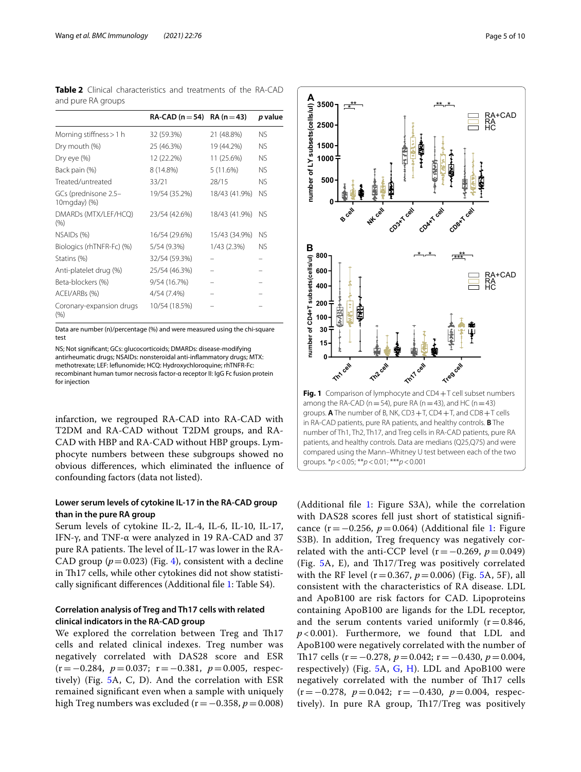**Table 2** Clinical characteristics and treatments of the RA-CAD and pure RA groups

| | RA-CAD (n = 54) | RA (n = 43) | *p* value |
|---|---|---|---|
| Morning stiffness > 1 h | 32 (59.3%) | 21 (48.8%) | NS |
| Dry mouth (%) | 25 (46.3%) | 19 (44.2%) | NS |
| Dry eye (%) | 12 (22.2%) | 11 (25.6%) | NS |
| Back pain (%) | 8 (14.8%) | 5 (11.6%) | NS |
| Treated/untreated | 33/21 | 28/15 | NS |
| GCs (prednisone 2.5–10mgday) (%) | 19/54 (35.2%) | 18/43 (41.9%) | NS |
| DMARDs (MTX/LEF/HCQ) (%) | 23/54 (42.6%) | 18/43 (41.9%) | NS |
| NSAIDs (%) | 16/54 (29.6%) | 15/43 (34.9%) | NS |
| Biologics (rhTNFR-Fc) (%) | 5/54 (9.3%) | 1/43 (2.3%) | NS |
| Statins (%) | 32/54 (59.3%) | – | – |
| Anti-platelet drug (%) | 25/54 (46.3%) | – | – |
| Beta-blockers (%) | 9/54 (16.7%) | – | – |
| ACEI/ARBs (%) | 4/54 (7.4%) | – | – |
| Coronary-expansion drugs (%) | 10/54 (18.5%) | – | – |

Data are number (n)/percentage (%) and were measured using the chi-square test

NS; Not significant; GCs: glucocorticoids; DMARDs: disease-modifying antirheumatic drugs; NSAIDs: nonsteroidal anti-inflammatory drugs; MTX: methotrexate; LEF: leflunomide; HCQ: Hydroxychloroquine; rhTNFR-Fc: recombinant human tumor necrosis factor-α receptor II: IgG Fc fusion protein for injection

**Fig. 1** Comparison of lymphocyte and CD4+T cell subset numbers among the RA-CAD (n = 54), pure RA (n = 43), and HC (n = 43) groups. **A** The number of B, NK, CD3+T, CD4+T, and CD8+T cells in RA-CAD patients, pure RA patients, and healthy controls. **B** The number of Th1, Th2, Th17, and Treg cells in RA-CAD patients, pure RA patients, and healthy controls. Data are medians (Q25,Q75) and were compared using the Mann–Whitney U test between each of the two groups. *$p < 0.05$; **$p < 0.01$; ***$p < 0.001$

infarction, we regrouped RA-CAD into RA-CAD with T2DM and RA-CAD without T2DM groups, and RA-CAD with HBP and RA-CAD without HBP groups. Lymphocyte numbers between these subgroups showed no obvious differences, which eliminated the influence of confounding factors (data not listed).

### Lower serum levels of cytokine IL-17 in the RA-CAD group than in the pure RA group

Serum levels of cytokine IL-2, IL-4, IL-6, IL-10, IL-17, IFN-γ, and TNF-α were analyzed in 19 RA-CAD and 37 pure RA patients. The level of IL-17 was lower in the RA-CAD group ($p = 0.023$) (Fig. 4), consistent with a decline in Th17 cells, while other cytokines did not show statistically significant differences (Additional file 1: Table S4).

### Correlation analysis of Treg and Th17 cells with related clinical indicators in the RA-CAD group

We explored the correlation between Treg and Th17 cells and related clinical indexes. Treg number was negatively correlated with DAS28 score and ESR ($r = -0.284$, $p = 0.037$; $r = -0.381$, $p = 0.005$, respectively) (Fig. 5A, C, D). And the correlation with ESR remained significant even when a sample with uniquely high Treg numbers was excluded ($r = -0.358$, $p = 0.008$) (Additional file 1: Figure S3A), while the correlation with DAS28 scores fell just short of statistical significance ($r = -0.256$, $p = 0.064$) (Additional file 1: Figure S3B). In addition, Treg frequency was negatively correlated with the anti-CCP level ($r = -0.269$, $p = 0.049$) (Fig. 5A, E), and Th17/Treg was positively correlated with the RF level ($r = 0.367$, $p = 0.006$) (Fig. 5A, 5F), all consistent with the characteristics of RA disease. LDL and ApoB100 are risk factors for CAD. Lipoproteins containing ApoB100 are ligands for the LDL receptor, and the serum contents varied uniformly ($r = 0.846$, $p < 0.001$). Furthermore, we found that LDL and ApoB100 were negatively correlated with the number of Th17 cells ($r = -0.278$, $p = 0.042$; $r = -0.430$, $p = 0.004$, respectively) (Fig. 5A, G, H). LDL and ApoB100 were negatively correlated with the number of Th17 cells ($r = -0.278$, $p = 0.042$; $r = -0.430$, $p = 0.004$, respectively). In pure RA group, Th17/Treg was positively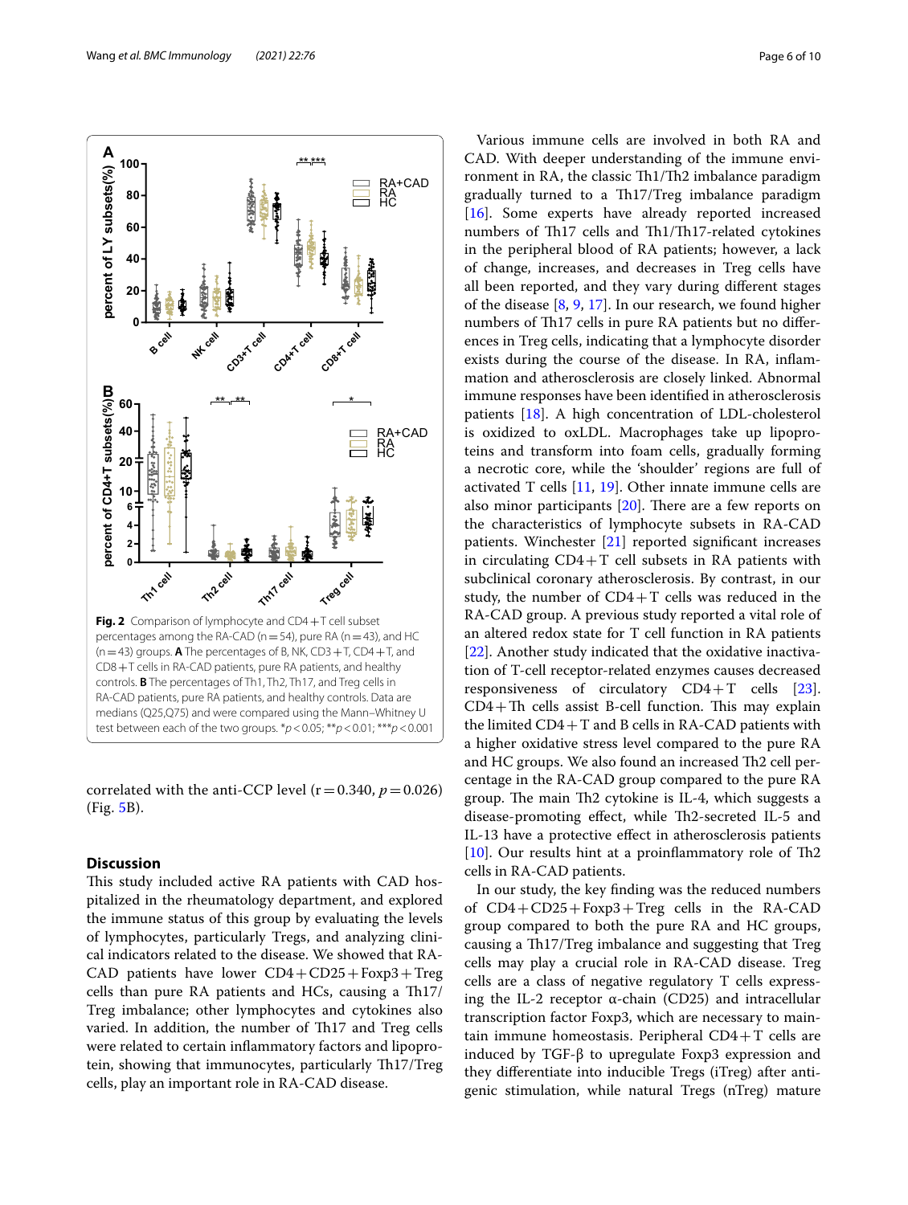**Fig. 2** Comparison of lymphocyte and CD4+T cell subset percentages among the RA-CAD (n=54), pure RA (n=43), and HC (n=43) groups. **A** The percentages of B, NK, CD3+T, CD4+T, and CD8+T cells in RA-CAD patients, pure RA patients, and healthy controls. **B** The percentages of Th1, Th2, Th17, and Treg cells in RA-CAD patients, pure RA patients, and healthy controls. Data are medians (Q25,Q75) and were compared using the Mann–Whitney U test between each of the two groups. *$p<0.05$; **$p<0.01$; ***$p<0.001$

correlated with the anti-CCP level ($r=0.340$, $p=0.026$) (Fig. 5B).

## Discussion

This study included active RA patients with CAD hospitalized in the rheumatology department, and explored the immune status of this group by evaluating the levels of lymphocytes, particularly Tregs, and analyzing clinical indicators related to the disease. We showed that RA-CAD patients have lower CD4+CD25+Foxp3+Treg cells than pure RA patients and HCs, causing a Th17/Treg imbalance; other lymphocytes and cytokines also varied. In addition, the number of Th17 and Treg cells were related to certain inflammatory factors and lipoprotein, showing that immunocytes, particularly Th17/Treg cells, play an important role in RA-CAD disease.

Various immune cells are involved in both RA and CAD. With deeper understanding of the immune environment in RA, the classic Th1/Th2 imbalance paradigm gradually turned to a Th17/Treg imbalance paradigm [16]. Some experts have already reported increased numbers of Th17 cells and Th1/Th17-related cytokines in the peripheral blood of RA patients; however, a lack of change, increases, and decreases in Treg cells have all been reported, and they vary during different stages of the disease [8, 9, 17]. In our research, we found higher numbers of Th17 cells in pure RA patients but no differences in Treg cells, indicating that a lymphocyte disorder exists during the course of the disease. In RA, inflammation and atherosclerosis are closely linked. Abnormal immune responses have been identified in atherosclerosis patients [18]. A high concentration of LDL-cholesterol is oxidized to oxLDL. Macrophages take up lipoproteins and transform into foam cells, gradually forming a necrotic core, while the 'shoulder' regions are full of activated T cells [11, 19]. Other innate immune cells are also minor participants [20]. There are a few reports on the characteristics of lymphocyte subsets in RA-CAD patients. Winchester [21] reported significant increases in circulating CD4+T cell subsets in RA patients with subclinical coronary atherosclerosis. By contrast, in our study, the number of CD4+T cells was reduced in the RA-CAD group. A previous study reported a vital role of an altered redox state for T cell function in RA patients [22]. Another study indicated that the oxidative inactivation of T-cell receptor-related enzymes causes decreased responsiveness of circulatory CD4+T cells [23]. CD4+Th cells assist B-cell function. This may explain the limited CD4+T and B cells in RA-CAD patients with a higher oxidative stress level compared to the pure RA and HC groups. We also found an increased Th2 cell percentage in the RA-CAD group compared to the pure RA group. The main Th2 cytokine is IL-4, which suggests a disease-promoting effect, while Th2-secreted IL-5 and IL-13 have a protective effect in atherosclerosis patients [10]. Our results hint at a proinflammatory role of Th2 cells in RA-CAD patients.

In our study, the key finding was the reduced numbers of CD4+CD25+Foxp3+Treg cells in the RA-CAD group compared to both the pure RA and HC groups, causing a Th17/Treg imbalance and suggesting that Treg cells may play a crucial role in RA-CAD disease. Treg cells are a class of negative regulatory T cells expressing the IL-2 receptor α-chain (CD25) and intracellular transcription factor Foxp3, which are necessary to maintain immune homeostasis. Peripheral CD4+T cells are induced by TGF-β to upregulate Foxp3 expression and they differentiate into inducible Tregs (iTreg) after antigenic stimulation, while natural Tregs (nTreg) mature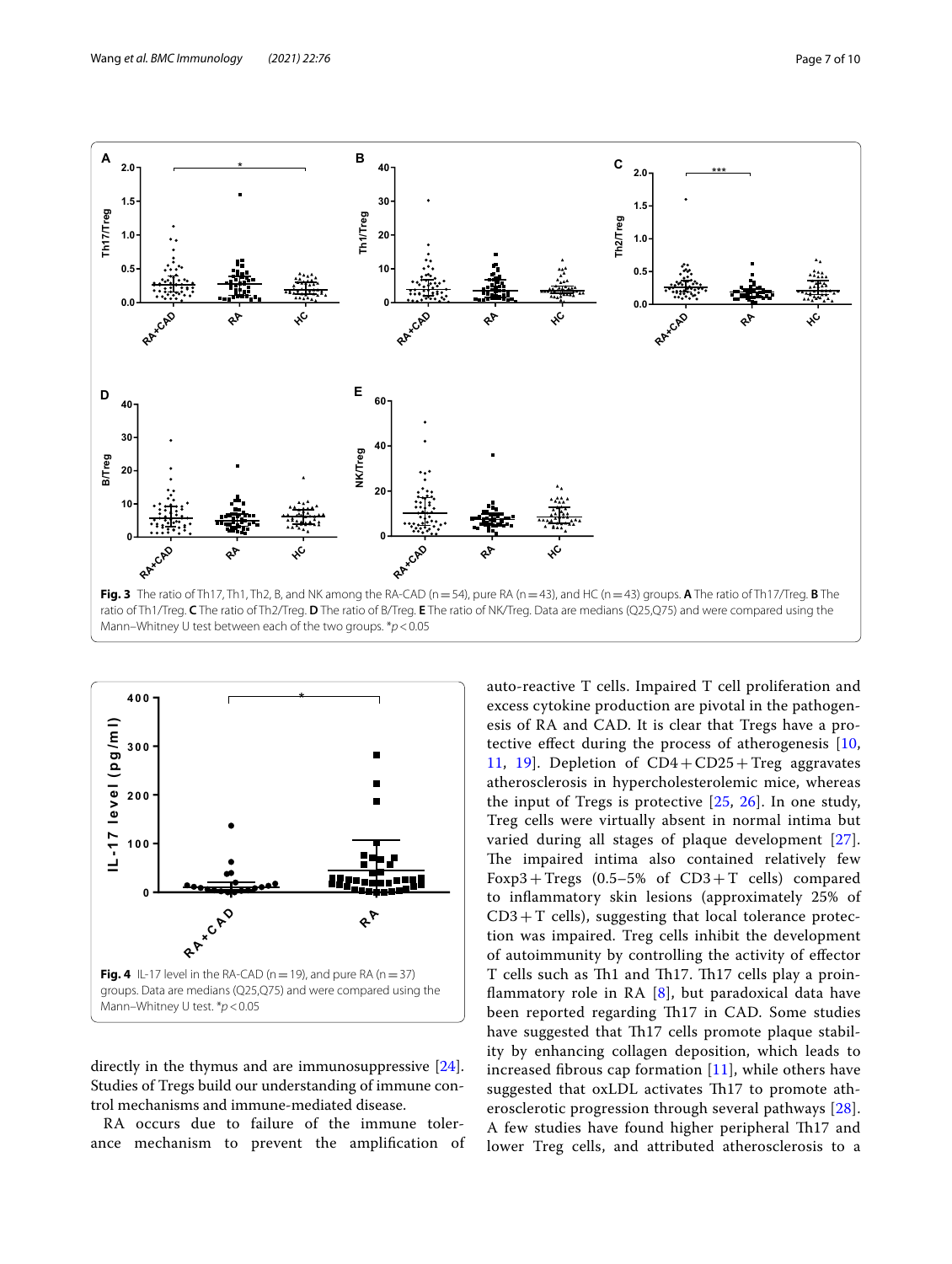Fig. 3 The ratio of Th17, Th1, Th2, B, and NK among the RA-CAD (n = 54), pure RA (n = 43), and HC (n = 43) groups. **A** The ratio of Th17/Treg. **B** The ratio of Th1/Treg. **C** The ratio of Th2/Treg. **D** The ratio of B/Treg. **E** The ratio of NK/Treg. Data are medians (Q25,Q75) and were compared using the Mann–Whitney U test between each of the two groups. * $p < 0.05$

Fig. 4 IL-17 level in the RA-CAD (n = 19), and pure RA (n = 37) groups. Data are medians (Q25,Q75) and were compared using the Mann–Whitney U test. * $p < 0.05$

directly in the thymus and are immunosuppressive [24]. Studies of Tregs build our understanding of immune control mechanisms and immune-mediated disease.

RA occurs due to failure of the immune tolerance mechanism to prevent the amplification of auto-reactive T cells. Impaired T cell proliferation and excess cytokine production are pivotal in the pathogenesis of RA and CAD. It is clear that Tregs have a protective effect during the process of atherogenesis [10, 11, 19]. Depletion of CD4 + CD25 + Treg aggravates atherosclerosis in hypercholesterolemic mice, whereas the input of Tregs is protective [25, 26]. In one study, Treg cells were virtually absent in normal intima but varied during all stages of plaque development [27]. The impaired intima also contained relatively few Foxp3 + Tregs (0.5–5% of CD3 + T cells) compared to inflammatory skin lesions (approximately 25% of CD3 + T cells), suggesting that local tolerance protection was impaired. Treg cells inhibit the development of autoimmunity by controlling the activity of effector T cells such as Th1 and Th17. Th17 cells play a proinflammatory role in RA [8], but paradoxical data have been reported regarding Th17 in CAD. Some studies have suggested that Th17 cells promote plaque stability by enhancing collagen deposition, which leads to increased fibrous cap formation [11], while others have suggested that oxLDL activates Th17 to promote atherosclerotic progression through several pathways [28]. A few studies have found higher peripheral Th17 and lower Treg cells, and attributed atherosclerosis to a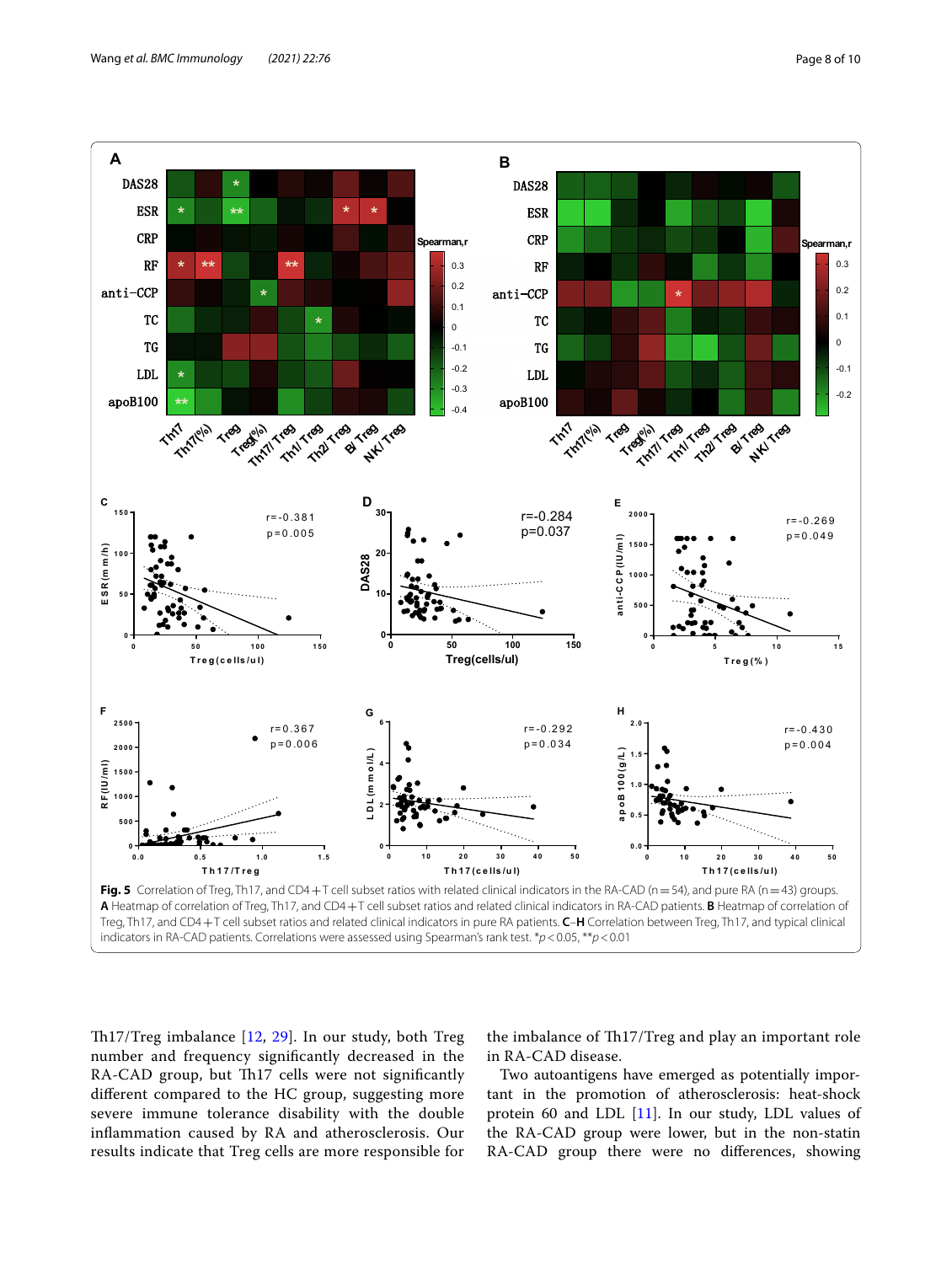**Fig. 5** Correlation of Treg, Th17, and CD4+T cell subset ratios with related clinical indicators in the RA-CAD (n = 54), and pure RA (n = 43) groups. **A** Heatmap of correlation of Treg, Th17, and CD4+T cell subset ratios and related clinical indicators in RA-CAD patients. **B** Heatmap of correlation of Treg, Th17, and CD4+T cell subset ratios and related clinical indicators in pure RA patients. **C**–**H** Correlation between Treg, Th17, and typical clinical indicators in RA-CAD patients. Correlations were assessed using Spearman's rank test. *$p < 0.05$, **$p < 0.01$

Th17/Treg imbalance [12, 29]. In our study, both Treg number and frequency significantly decreased in the RA-CAD group, but Th17 cells were not significantly different compared to the HC group, suggesting more severe immune tolerance disability with the double inflammation caused by RA and atherosclerosis. Our results indicate that Treg cells are more responsible for the imbalance of Th17/Treg and play an important role in RA-CAD disease.

Two autoantigens have emerged as potentially important in the promotion of atherosclerosis: heat-shock protein 60 and LDL [11]. In our study, LDL values of the RA-CAD group were lower, but in the non-statin RA-CAD group there were no differences, showing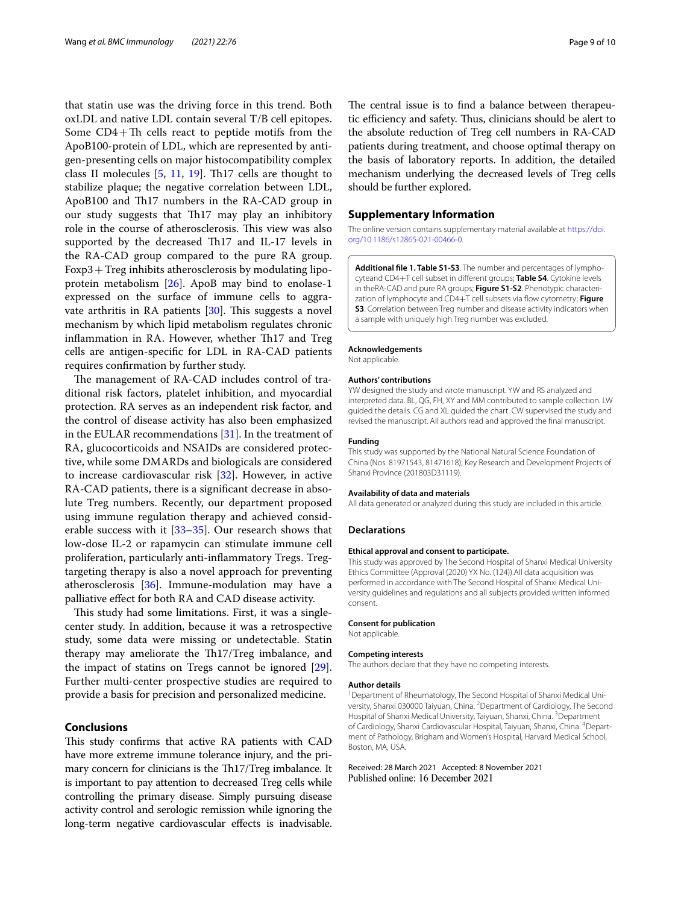that statin use was the driving force in this trend. Both oxLDL and native LDL contain several T/B cell epitopes. Some CD4+Th cells react to peptide motifs from the ApoB100-protein of LDL, which are represented by antigen-presenting cells on major histocompatibility complex class II molecules [5, 11, 19]. Th17 cells are thought to stabilize plaque; the negative correlation between LDL, ApoB100 and Th17 numbers in the RA-CAD group in our study suggests that Th17 may play an inhibitory role in the course of atherosclerosis. This view was also supported by the decreased Th17 and IL-17 levels in the RA-CAD group compared to the pure RA group. Foxp3+Treg inhibits atherosclerosis by modulating lipoprotein metabolism [26]. ApoB may bind to enolase-1 expressed on the surface of immune cells to aggravate arthritis in RA patients [30]. This suggests a novel mechanism by which lipid metabolism regulates chronic inflammation in RA. However, whether Th17 and Treg cells are antigen-specific for LDL in RA-CAD patients requires confirmation by further study.

The management of RA-CAD includes control of traditional risk factors, platelet inhibition, and myocardial protection. RA serves as an independent risk factor, and the control of disease activity has also been emphasized in the EULAR recommendations [31]. In the treatment of RA, glucocorticoids and NSAIDs are considered protective, while some DMARDs and biologicals are considered to increase cardiovascular risk [32]. However, in active RA-CAD patients, there is a significant decrease in absolute Treg numbers. Recently, our department proposed using immune regulation therapy and achieved considerable success with it [33–35]. Our research shows that low-dose IL-2 or rapamycin can stimulate immune cell proliferation, particularly anti-inflammatory Tregs. Treg-targeting therapy is also a novel approach for preventing atherosclerosis [36]. Immune-modulation may have a palliative effect for both RA and CAD disease activity.

This study had some limitations. First, it was a single-center study. In addition, because it was a retrospective study, some data were missing or undetectable. Statin therapy may ameliorate the Th17/Treg imbalance, and the impact of statins on Tregs cannot be ignored [29]. Further multi-center prospective studies are required to provide a basis for precision and personalized medicine.

## Conclusions

This study confirms that active RA patients with CAD have more extreme immune tolerance injury, and the primary concern for clinicians is the Th17/Treg imbalance. It is important to pay attention to decreased Treg cells while controlling the primary disease. Simply pursuing disease activity control and serologic remission while ignoring the long-term negative cardiovascular effects is inadvisable. The central issue is to find a balance between therapeutic efficiency and safety. Thus, clinicians should be alert to the absolute reduction of Treg cell numbers in RA-CAD patients during treatment, and choose optimal therapy on the basis of laboratory reports. In addition, the detailed mechanism underlying the decreased levels of Treg cells should be further explored.

## Supplementary Information

The online version contains supplementary material available at https://doi.org/10.1186/s12865-021-00466-0.

**Additional file 1. Table S1-S3**. The number and percentages of lymphocyteand CD4+T cell subset in different groups; **Table S4**. Cytokine levels in theRA-CAD and pure RA groups; **Figure S1-S2**. Phenotypic characterization of lymphocyte and CD4+T cell subsets via flow cytometry; **Figure S3**. Correlation between Treg number and disease activity indicators when a sample with uniquely high Treg number was excluded.

#### Acknowledgements

Not applicable.

#### Authors' contributions

YW designed the study and wrote manuscript. YW and RS analyzed and interpreted data. BL, QG, FH, XY and MM contributed to sample collection. LW guided the details. CG and XL guided the chart. CW supervised the study and revised the manuscript. All authors read and approved the final manuscript.

#### Funding

This study was supported by the National Natural Science Foundation of China (Nos. 81971543, 81471618); Key Research and Development Projects of Shanxi Province (201803D31119).

#### Availability of data and materials

All data generated or analyzed during this study are included in this article.

## Declarations

#### Ethical approval and consent to participate.

This study was approved by The Second Hospital of Shanxi Medical University Ethics Committee (Approval (2020) YX No. (124)).All data acquisition was performed in accordance with The Second Hospital of Shanxi Medical University guidelines and regulations and all subjects provided written informed consent.

#### Consent for publication

Not applicable.

#### Competing interests

The authors declare that they have no competing interests.

#### Author details

[1]Department of Rheumatology, The Second Hospital of Shanxi Medical University, Shanxi 030000 Taiyuan, China. [2]Department of Cardiology, The Second Hospital of Shanxi Medical University, Taiyuan, Shanxi, China. [3]Department of Cardiology, Shanxi Cardiovascular Hospital, Taiyuan, Shanxi, China. [4]Department of Pathology, Brigham and Women's Hospital, Harvard Medical School, Boston, MA, USA.

Received: 28 March 2021 Accepted: 8 November 2021
Published online: 16 December 2021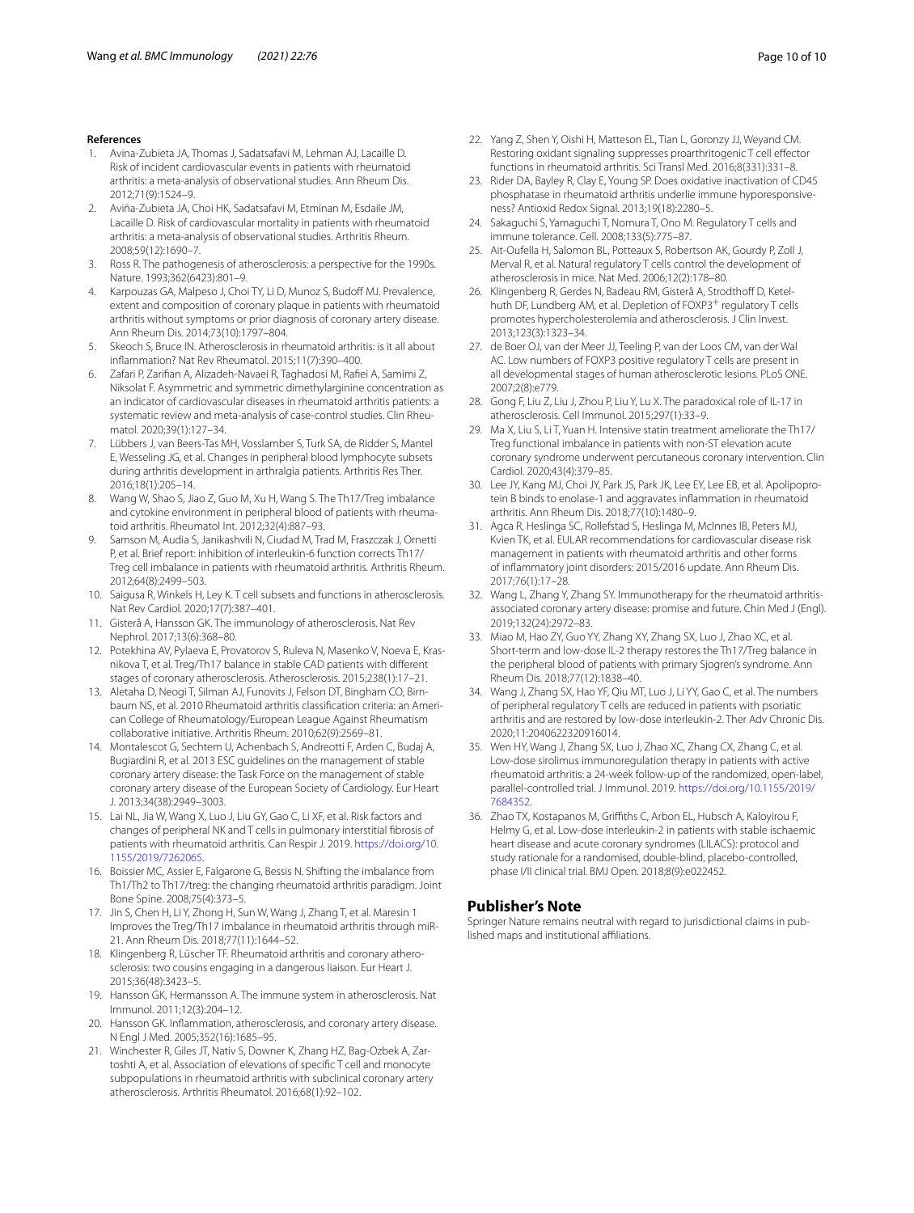### References

1. Avina-Zubieta JA, Thomas J, Sadatsafavi M, Lehman AJ, Lacaille D. Risk of incident cardiovascular events in patients with rheumatoid arthritis: a meta-analysis of observational studies. Ann Rheum Dis. 2012;71(9):1524–9.
2. Aviña-Zubieta JA, Choi HK, Sadatsafavi M, Etminan M, Esdaile JM, Lacaille D. Risk of cardiovascular mortality in patients with rheumatoid arthritis: a meta-analysis of observational studies. Arthritis Rheum. 2008;59(12):1690–7.
3. Ross R. The pathogenesis of atherosclerosis: a perspective for the 1990s. Nature. 1993;362(6423):801–9.
4. Karpouzas GA, Malpeso J, Choi TY, Li D, Munoz S, Budoff MJ. Prevalence, extent and composition of coronary plaque in patients with rheumatoid arthritis without symptoms or prior diagnosis of coronary artery disease. Ann Rheum Dis. 2014;73(10):1797–804.
5. Skeoch S, Bruce IN. Atherosclerosis in rheumatoid arthritis: is it all about inflammation? Nat Rev Rheumatol. 2015;11(7):390–400.
6. Zafari P, Zarifian A, Alizadeh-Navaei R, Taghadosi M, Rafiei A, Samimi Z, Niksolat F. Asymmetric and symmetric dimethylarginine concentration as an indicator of cardiovascular diseases in rheumatoid arthritis patients: a systematic review and meta-analysis of case-control studies. Clin Rheumatol. 2020;39(1):127–34.
7. Lübbers J, van Beers-Tas MH, Vosslamber S, Turk SA, de Ridder S, Mantel E, Wesseling JG, et al. Changes in peripheral blood lymphocyte subsets during arthritis development in arthralgia patients. Arthritis Res Ther. 2016;18(1):205–14.
8. Wang W, Shao S, Jiao Z, Guo M, Xu H, Wang S. The Th17/Treg imbalance and cytokine environment in peripheral blood of patients with rheumatoid arthritis. Rheumatol Int. 2012;32(4):887–93.
9. Samson M, Audia S, Janikashvili N, Ciudad M, Trad M, Fraszczak J, Ornetti P, et al. Brief report: inhibition of interleukin-6 function corrects Th17/Treg cell imbalance in patients with rheumatoid arthritis. Arthritis Rheum. 2012;64(8):2499–503.
10. Saigusa R, Winkels H, Ley K. T cell subsets and functions in atherosclerosis. Nat Rev Cardiol. 2020;17(7):387–401.
11. Gisterå A, Hansson GK. The immunology of atherosclerosis. Nat Rev Nephrol. 2017;13(6):368–80.
12. Potekhina AV, Pylaeva E, Provatorov S, Ruleva N, Masenko V, Noeva E, Krasnikova T, et al. Treg/Th17 balance in stable CAD patients with different stages of coronary atherosclerosis. Atherosclerosis. 2015;238(1):17–21.
13. Aletaha D, Neogi T, Silman AJ, Funovits J, Felson DT, Bingham CO, Birnbaum NS, et al. 2010 Rheumatoid arthritis classification criteria: an American College of Rheumatology/European League Against Rheumatism collaborative initiative. Arthritis Rheum. 2010;62(9):2569–81.
14. Montalescot G, Sechtem U, Achenbach S, Andreotti F, Arden C, Budaj A, Bugiardini R, et al. 2013 ESC guidelines on the management of stable coronary artery disease: the Task Force on the management of stable coronary artery disease of the European Society of Cardiology. Eur Heart J. 2013;34(38):2949–3003.
15. Lai NL, Jia W, Wang X, Luo J, Liu GY, Gao C, Li XF, et al. Risk factors and changes of peripheral NK and T cells in pulmonary interstitial fibrosis of patients with rheumatoid arthritis. Can Respir J. 2019. https://doi.org/10.1155/2019/7262065.
16. Boissier MC, Assier E, Falgarone G, Bessis N. Shifting the imbalance from Th1/Th2 to Th17/treg: the changing rheumatoid arthritis paradigm. Joint Bone Spine. 2008;75(4):373–5.
17. Jin S, Chen H, Li Y, Zhong H, Sun W, Wang J, Zhang T, et al. Maresin 1 improves the Treg/Th17 imbalance in rheumatoid arthritis through miR-21. Ann Rheum Dis. 2018;77(11):1644–52.
18. Klingenberg R, Lüscher TF. Rheumatoid arthritis and coronary atherosclerosis: two cousins engaging in a dangerous liaison. Eur Heart J. 2015;36(48):3423–5.
19. Hansson GK, Hermansson A. The immune system in atherosclerosis. Nat Immunol. 2011;12(3):204–12.
20. Hansson GK. Inflammation, atherosclerosis, and coronary artery disease. N Engl J Med. 2005;352(16):1685–95.
21. Winchester R, Giles JT, Nativ S, Downer K, Zhang HZ, Bag-Ozbek A, Zartoshti A, et al. Association of elevations of specific T cell and monocyte subpopulations in rheumatoid arthritis with subclinical coronary artery atherosclerosis. Arthritis Rheumatol. 2016;68(1):92–102.
22. Yang Z, Shen Y, Oishi H, Matteson EL, Tian L, Goronzy JJ, Weyand CM. Restoring oxidant signaling suppresses proarthritogenic T cell effector functions in rheumatoid arthritis. Sci Transl Med. 2016;8(331):331–8.
23. Rider DA, Bayley R, Clay E, Young SP. Does oxidative inactivation of CD45 phosphatase in rheumatoid arthritis underlie immune hyporesponsiveness? Antioxid Redox Signal. 2013;19(18):2280–5.
24. Sakaguchi S, Yamaguchi T, Nomura T, Ono M. Regulatory T cells and immune tolerance. Cell. 2008;133(5):775–87.
25. Ait-Oufella H, Salomon BL, Potteaux S, Robertson AK, Gourdy P, Zoll J, Merval R, et al. Natural regulatory T cells control the development of atherosclerosis in mice. Nat Med. 2006;12(2):178–80.
26. Klingenberg R, Gerdes N, Badeau RM, Gisterå A, Strodthoff D, Ketelhuth DF, Lundberg AM, et al. Depletion of FOXP3$^+$ regulatory T cells promotes hypercholesterolemia and atherosclerosis. J Clin Invest. 2013;123(3):1323–34.
27. de Boer OJ, van der Meer JJ, Teeling P, van der Loos CM, van der Wal AC. Low numbers of FOXP3 positive regulatory T cells are present in all developmental stages of human atherosclerotic lesions. PLoS ONE. 2007;2(8):e779.
28. Gong F, Liu Z, Liu J, Zhou P, Liu Y, Lu X. The paradoxical role of IL-17 in atherosclerosis. Cell Immunol. 2015;297(1):33–9.
29. Ma X, Liu S, Li T, Yuan H. Intensive statin treatment ameliorate the Th17/Treg functional imbalance in patients with non-ST elevation acute coronary syndrome underwent percutaneous coronary intervention. Clin Cardiol. 2020;43(4):379–85.
30. Lee JY, Kang MJ, Choi JY, Park JS, Park JK, Lee EY, Lee EB, et al. Apolipoprotein B binds to enolase-1 and aggravates inflammation in rheumatoid arthritis. Ann Rheum Dis. 2018;77(10):1480–9.
31. Agca R, Heslinga SC, Rollefstad S, Heslinga M, McInnes IB, Peters MJ, Kvien TK, et al. EULAR recommendations for cardiovascular disease risk management in patients with rheumatoid arthritis and other forms of inflammatory joint disorders: 2015/2016 update. Ann Rheum Dis. 2017;76(1):17–28.
32. Wang L, Zhang Y, Zhang SY. Immunotherapy for the rheumatoid arthritis-associated coronary artery disease: promise and future. Chin Med J (Engl). 2019;132(24):2972–83.
33. Miao M, Hao ZY, Guo YY, Zhang XY, Zhang SX, Luo J, Zhao XC, et al. Short-term and low-dose IL-2 therapy restores the Th17/Treg balance in the peripheral blood of patients with primary Sjogren's syndrome. Ann Rheum Dis. 2018;77(12):1838–40.
34. Wang J, Zhang SX, Hao YF, Qiu MT, Luo J, Li YY, Gao C, et al. The numbers of peripheral regulatory T cells are reduced in patients with psoriatic arthritis and are restored by low-dose interleukin-2. Ther Adv Chronic Dis. 2020;11:2040622320916014.
35. Wen HY, Wang J, Zhang SX, Luo J, Zhao XC, Zhang CX, Zhang C, et al. Low-dose sirolimus immunoregulation therapy in patients with active rheumatoid arthritis: a 24-week follow-up of the randomized, open-label, parallel-controlled trial. J Immunol. 2019. https://doi.org/10.1155/2019/7684352.
36. Zhao TX, Kostapanos M, Griffiths C, Arbon EL, Hubsch A, Kaloyirou F, Helmy G, et al. Low-dose interleukin-2 in patients with stable ischaemic heart disease and acute coronary syndromes (LILACS): protocol and study rationale for a randomised, double-blind, placebo-controlled, phase I/II clinical trial. BMJ Open. 2018;8(9):e022452.

## Publisher's Note

Springer Nature remains neutral with regard to jurisdictional claims in published maps and institutional affiliations.